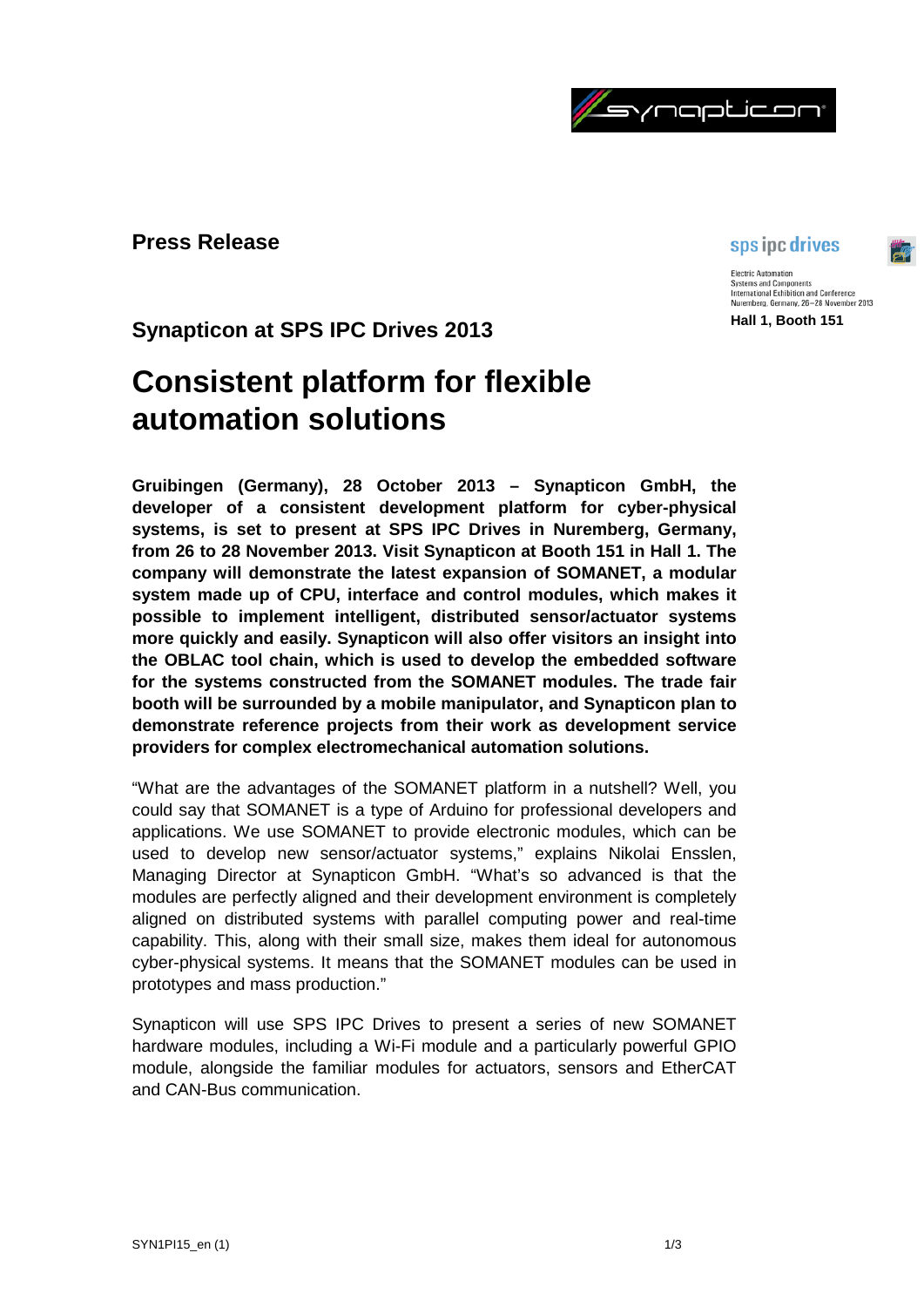**Press Release**

sps ipc drives

Electric Automation
Systems and Components
International Exhibition and Conference
Nuremberg, Germany, 26–28 November 2013

**Hall 1, Booth 151**

## Synapticon at SPS IPC Drives 2013

# Consistent platform for flexible automation solutions

**Gruibingen (Germany), 28 October 2013 – Synapticon GmbH, the developer of a consistent development platform for cyber-physical systems, is set to present at SPS IPC Drives in Nuremberg, Germany, from 26 to 28 November 2013. Visit Synapticon at Booth 151 in Hall 1. The company will demonstrate the latest expansion of SOMANET, a modular system made up of CPU, interface and control modules, which makes it possible to implement intelligent, distributed sensor/actuator systems more quickly and easily. Synapticon will also offer visitors an insight into the OBLAC tool chain, which is used to develop the embedded software for the systems constructed from the SOMANET modules. The trade fair booth will be surrounded by a mobile manipulator, and Synapticon plan to demonstrate reference projects from their work as development service providers for complex electromechanical automation solutions.**

"What are the advantages of the SOMANET platform in a nutshell? Well, you could say that SOMANET is a type of Arduino for professional developers and applications. We use SOMANET to provide electronic modules, which can be used to develop new sensor/actuator systems," explains Nikolai Ensslen, Managing Director at Synapticon GmbH. "What's so advanced is that the modules are perfectly aligned and their development environment is completely aligned on distributed systems with parallel computing power and real-time capability. This, along with their small size, makes them ideal for autonomous cyber-physical systems. It means that the SOMANET modules can be used in prototypes and mass production."

Synapticon will use SPS IPC Drives to present a series of new SOMANET hardware modules, including a Wi-Fi module and a particularly powerful GPIO module, alongside the familiar modules for actuators, sensors and EtherCAT and CAN-Bus communication.

SYN1PI15_en (1)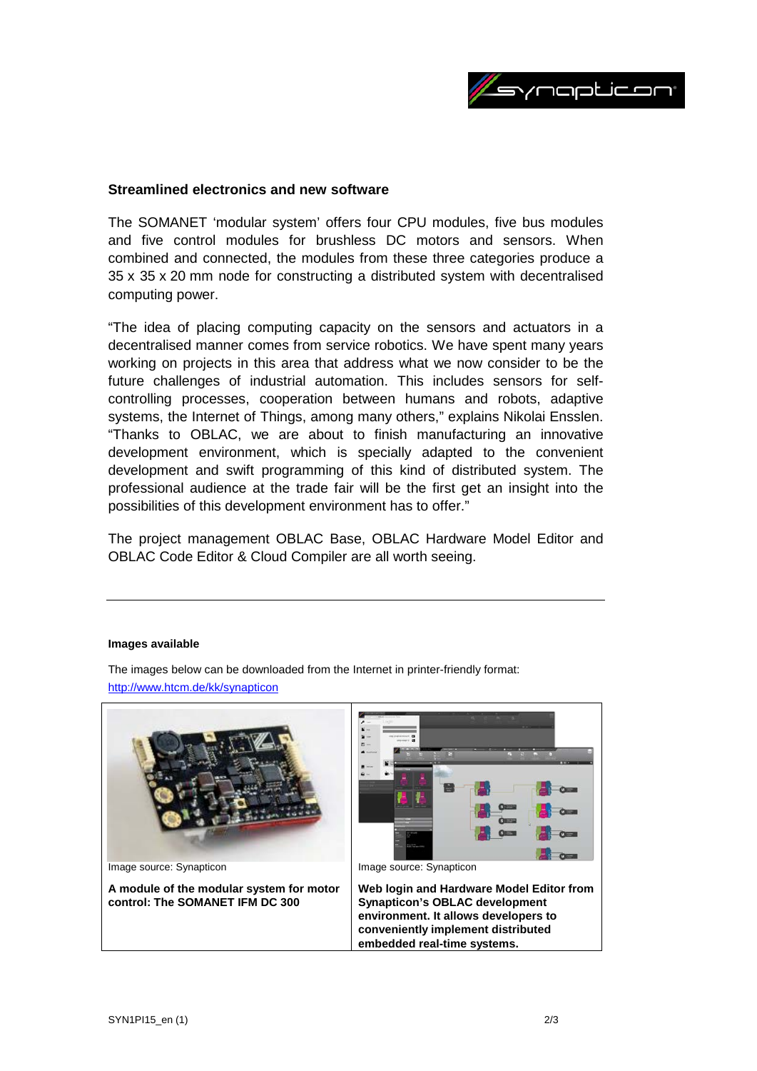### Streamlined electronics and new software

The SOMANET 'modular system' offers four CPU modules, five bus modules and five control modules for brushless DC motors and sensors. When combined and connected, the modules from these three categories produce a 35 x 35 x 20 mm node for constructing a distributed system with decentralised computing power.

"The idea of placing computing capacity on the sensors and actuators in a decentralised manner comes from service robotics. We have spent many years working on projects in this area that address what we now consider to be the future challenges of industrial automation. This includes sensors for self-controlling processes, cooperation between humans and robots, adaptive systems, the Internet of Things, among many others," explains Nikolai Ensslen. "Thanks to OBLAC, we are about to finish manufacturing an innovative development environment, which is specially adapted to the convenient development and swift programming of this kind of distributed system. The professional audience at the trade fair will be the first get an insight into the possibilities of this development environment has to offer."

The project management OBLAC Base, OBLAC Hardware Model Editor and OBLAC Code Editor & Cloud Compiler are all worth seeing.

---

**Images available**

The images below can be downloaded from the Internet in printer-friendly format: http://www.htcm.de/kk/synapticon

| | |
|---|---|
| Image source: Synapticon | Image source: Synapticon |
| **A module of the modular system for motor control: The SOMANET IFM DC 300** | **Web login and Hardware Model Editor from Synapticon's OBLAC development environment. It allows developers to conveniently implement distributed embedded real-time systems.** |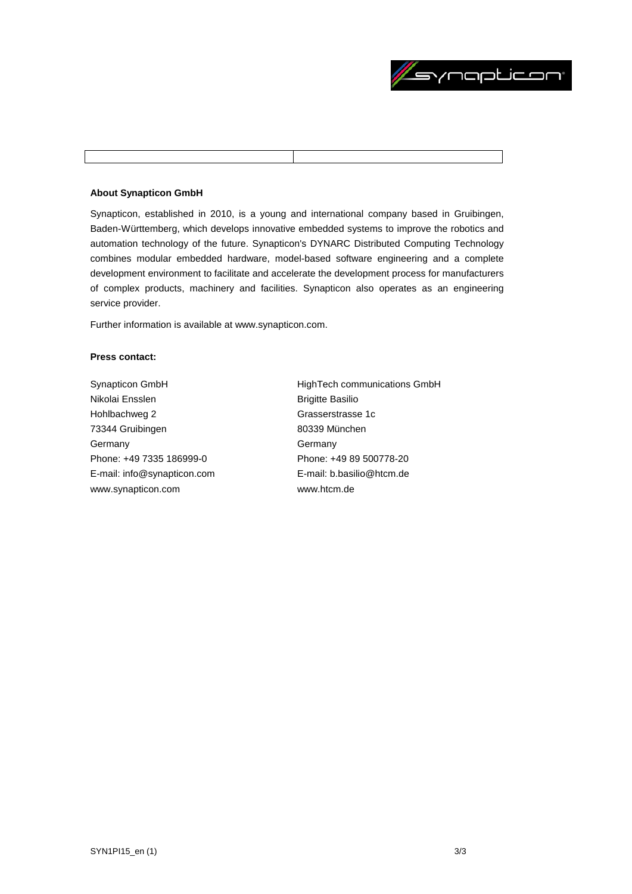**About Synapticon GmbH**

Synapticon, established in 2010, is a young and international company based in Gruibingen, Baden-Württemberg, which develops innovative embedded systems to improve the robotics and automation technology of the future. Synapticon's DYNARC Distributed Computing Technology combines modular embedded hardware, model-based software engineering and a complete development environment to facilitate and accelerate the development process for manufacturers of complex products, machinery and facilities. Synapticon also operates as an engineering service provider.

Further information is available at www.synapticon.com.

**Press contact:**

Synapticon GmbH
Nikolai Ensslen
Hohlbachweg 2
73344 Gruibingen
Germany
Phone: +49 7335 186999-0
E-mail: info@synapticon.com
www.synapticon.com

HighTech communications GmbH
Brigitte Basilio
Grasserstrasse 1c
80339 München
Germany
Phone: +49 89 500778-20
E-mail: b.basilio@htcm.de
www.htcm.de